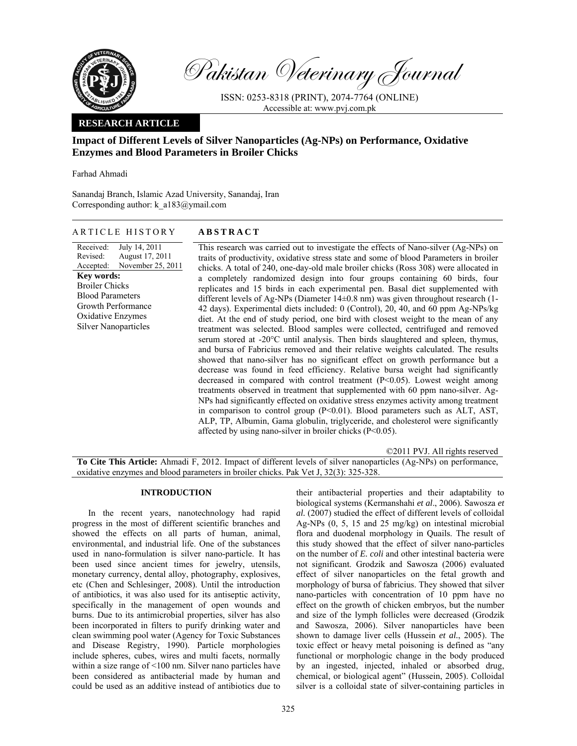Pakistan Veterinary Journal

ISSN: 0253-8318 (PRINT), 2074-7764 (ONLINE)
Accessible at: www.pvj.com.pk

**RESEARCH ARTICLE**

# Impact of Different Levels of Silver Nanoparticles (Ag-NPs) on Performance, Oxidative Enzymes and Blood Parameters in Broiler Chicks

Farhad Ahmadi

Sanandaj Branch, Islamic Azad University, Sanandaj, Iran
Corresponding author: k_a183@ymail.com

## ARTICLE HISTORY

Received: July 14, 2011
Revised: August 17, 2011
Accepted: November 25, 2011

**Key words:**
Broiler Chicks
Blood Parameters
Growth Performance
Oxidative Enzymes
Silver Nanoparticles

## ABSTRACT

This research was carried out to investigate the effects of Nano-silver (Ag-NPs) on traits of productivity, oxidative stress state and some of blood Parameters in broiler chicks. A total of 240, one-day-old male broiler chicks (Ross 308) were allocated in a completely randomized design into four groups containing 60 birds, four replicates and 15 birds in each experimental pen. Basal diet supplemented with different levels of Ag-NPs (Diameter 14±0.8 nm) was given throughout research (1-42 days). Experimental diets included: 0 (Control), 20, 40, and 60 ppm Ag-NPs/kg diet. At the end of study period, one bird with closest weight to the mean of any treatment was selected. Blood samples were collected, centrifuged and removed serum stored at -20°C until analysis. Then birds slaughtered and spleen, thymus, and bursa of Fabricius removed and their relative weights calculated. The results showed that nano-silver has no significant effect on growth performance but a decrease was found in feed efficiency. Relative bursa weight had significantly decreased in compared with control treatment ($P<0.05$). Lowest weight among treatments observed in treatment that supplemented with 60 ppm nano-silver. Ag-NPs had significantly effected on oxidative stress enzymes activity among treatment in comparison to control group ($P<0.01$). Blood parameters such as ALT, AST, ALP, TP, Albumin, Gama globulin, triglyceride, and cholesterol were significantly affected by using nano-silver in broiler chicks ($P<0.05$).

©2011 PVJ. All rights reserved

**To Cite This Article:** Ahmadi F, 2012. Impact of different levels of silver nanoparticles (Ag-NPs) on performance, oxidative enzymes and blood parameters in broiler chicks. Pak Vet J, 32(3): 325-328.

## INTRODUCTION

In the recent years, nanotechnology had rapid progress in the most of different scientific branches and showed the effects on all parts of human, animal, environmental, and industrial life. One of the substances used in nano-formulation is silver nano-particle. It has been used since ancient times for jewelry, utensils, monetary currency, dental alloy, photography, explosives, etc (Chen and Schlesinger, 2008). Until the introduction of antibiotics, it was also used for its antiseptic activity, specifically in the management of open wounds and burns. Due to its antimicrobial properties, silver has also been incorporated in filters to purify drinking water and clean swimming pool water (Agency for Toxic Substances and Disease Registry, 1990). Particle morphologies include spheres, cubes, wires and multi facets, normally within a size range of <100 nm. Silver nano particles have been considered as antibacterial made by human and could be used as an additive instead of antibiotics due to their antibacterial properties and their adaptability to biological systems (Kermanshahi *et al*., 2006). Sawosza *et al.* (2007) studied the effect of different levels of colloidal Ag-NPs (0, 5, 15 and 25 mg/kg) on intestinal microbial flora and duodenal morphology in Quails. The result of this study showed that the effect of silver nano-particles on the number of *E. coli* and other intestinal bacteria were not significant. Grodzik and Sawosza (2006) evaluated effect of silver nanoparticles on the fetal growth and morphology of bursa of fabricius. They showed that silver nano-particles with concentration of 10 ppm have no effect on the growth of chicken embryos, but the number and size of the lymph follicles were decreased (Grodzik and Sawosza, 2006). Silver nanoparticles have been shown to damage liver cells (Hussein *et al*., 2005). The toxic effect or heavy metal poisoning is defined as "any functional or morphologic change in the body produced by an ingested, injected, inhaled or absorbed drug, chemical, or biological agent" (Hussein, 2005). Colloidal silver is a colloidal state of silver-containing particles in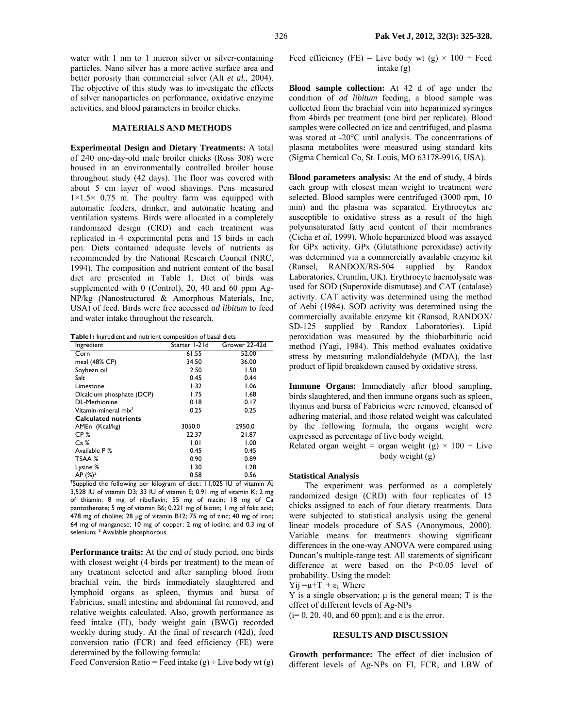water with 1 nm to 1 micron silver or silver-containing particles. Nano silver has a more active surface area and better porosity than commercial silver (Alt *et al.,* 2004). The objective of this study was to investigate the effects of silver nanoparticles on performance, oxidative enzyme activities, and blood parameters in broiler chicks.

## MATERIALS AND METHODS

**Experimental Design and Dietary Treatments:** A total of 240 one-day-old male broiler chicks (Ross 308) were housed in an environmentally controlled broiler house throughout study (42 days). The floor was covered with about 5 cm layer of wood shavings. Pens measured 1×1.5× 0.75 m. The poultry farm was equipped with automatic feeders, drinker, and automatic heating and ventilation systems. Birds were allocated in a completely randomized design (CRD) and each treatment was replicated in 4 experimental pens and 15 birds in each pen. Diets contained adequate levels of nutrients as recommended by the National Research Council (NRC, 1994). The composition and nutrient content of the basal diet are presented in Table 1. Diet of birds was supplemented with 0 (Control), 20, 40 and 60 ppm Ag-NP/kg (Nanostructured & Amorphous Materials, Inc, USA) of feed. Birds were free accessed *ad libitum* to feed and water intake throughout the research.

**Table1:** Ingredient and nutrient composition of basal diets

| Ingredient | Starter 1-21d | Grower 22-42d |
|---|---|---|
| Corn | 61.55 | 52.00 |
| meal (48% CP) | 34.50 | 36.00 |
| Soybean oil | 2.50 | 1.50 |
| Salt | 0.45 | 0.44 |
| Limestone | 1.32 | 1.06 |
| Dicalcium phosphate (DCP) | 1.75 | 1.68 |
| DL-Methionine | 0.18 | 0.17 |
| Vitamin-mineral mix[1] | 0.25 | 0.25 |
| **Calculated nutrients** | | |
| AMEn (Kcal/kg) | 3050.0 | 2950.0 |
| CP % | 22.37 | 21.87 |
| Ca % | 1.01 | 1.00 |
| Available P % | 0.45 | 0.45 |
| TSAA % | 0.90 | 0.89 |
| Lysine % | 1.30 | 1.28 |
| AP (%)[2] | 0.58 | 0.56 |

[1]Supplied the following per kilogram of diet:: 11,025 IU of vitamin A; 3,528 IU of vitamin D3; 33 IU of vitamin E; 0.91 mg of vitamin K; 2 mg of thiamin; 8 mg of riboflavin; 55 mg of niacin; 18 mg of Ca pantothenate; 5 mg of vitamin B6; 0.221 mg of biotin; 1 mg of folic acid; 478 mg of choline; 28 µg of vitamin B12; 75 mg of zinc; 40 mg of iron; 64 mg of manganese; 10 mg of copper; 2 mg of iodine; and 0.3 mg of selenium; [2] Available phosphorous.

**Performance traits:** At the end of study period, one birds with closest weight (4 birds per treatment) to the mean of any treatment selected and after sampling blood from brachial vein, the birds immediately slaughtered and lymphoid organs as spleen, thymus and bursa of Fabricius, small intestine and abdominal fat removed, and relative weights calculated. Also, growth performance as feed intake (FI), body weight gain (BWG) recorded weekly during study. At the final of research (42d), feed conversion ratio (FCR) and feed efficiency (FE) were determined by the following formula:

Feed Conversion Ratio = Feed intake (g) ÷ Live body wt (g)

Feed efficiency (FE) = Live body wt (g) × 100 ÷ Feed intake (g)

**Blood sample collection:** At 42 d of age under the condition of *ad libitum* feeding, a blood sample was collected from the brachial vein into heparinized syringes from 4birds per treatment (one bird per replicate). Blood samples were collected on ice and centrifuged, and plasma was stored at -20°C until analysis. The concentrations of plasma metabolites were measured using standard kits (Sigma Chemical Co, St. Louis, MO 63178-9916, USA).

**Blood parameters analysis:** At the end of study, 4 birds each group with closest mean weight to treatment were selected. Blood samples were centrifuged (3000 rpm, 10 min) and the plasma was separated. Erythrocytes are susceptible to oxidative stress as a result of the high polyunsaturated fatty acid content of their membranes (Cicha *et al*, 1999). Whole heparinized blood was assayed for GPx activity. GPx (Glutathione peroxidase) activity was determined via a commercially available enzyme kit (Ransel, RANDOX/RS-504 supplied by Randox Laboratories, Crumlin, UK). Erythrocyte haemolysate was used for SOD (Superoxide dismutase) and CAT (catalase) activity. CAT activity was determined using the method of Aebi (1984). SOD activity was determined using the commercially available enzyme kit (Ransod, RANDOX/SD-125 supplied by Randox Laboratories). Lipid peroxidation was measured by the thiobarbituric acid method (Yagi, 1984). This method evaluates oxidative stress by measuring malondialdehyde (MDA), the last product of lipid breakdown caused by oxidative stress.

**Immune Organs:** Immediately after blood sampling, birds slaughtered, and then immune organs such as spleen, thymus and bursa of Fabricius were removed, cleansed of adhering material, and those related weight was calculated by the following formula, the organs weight were expressed as percentage of live body weight.

Related organ weight = organ weight (g) × 100 ÷ Live body weight (g)

### Statistical Analysis

The experiment was performed as a completely randomized design (CRD) with four replicates of 15 chicks assigned to each of four dietary treatments. Data were subjected to statistical analysis using the general linear models procedure of SAS (Anonymous, 2000). Variable means for treatments showing significant differences in the one-way ANOVA were compared using Duncan's multiple-range test. All statements of significant difference at were based on the P<0.05 level of probability. Using the model:

$Y_{ij} = \mu + T_i + \varepsilon_{ij}$ Where

Y is a single observation; $\mu$ is the general mean; T is the effect of different levels of Ag-NPs

(i= 0, 20, 40, and 60 ppm); and $\varepsilon$ is the error.

## RESULTS AND DISCUSSION

**Growth performance:** The effect of diet inclusion of different levels of Ag-NPs on FI, FCR, and LBW of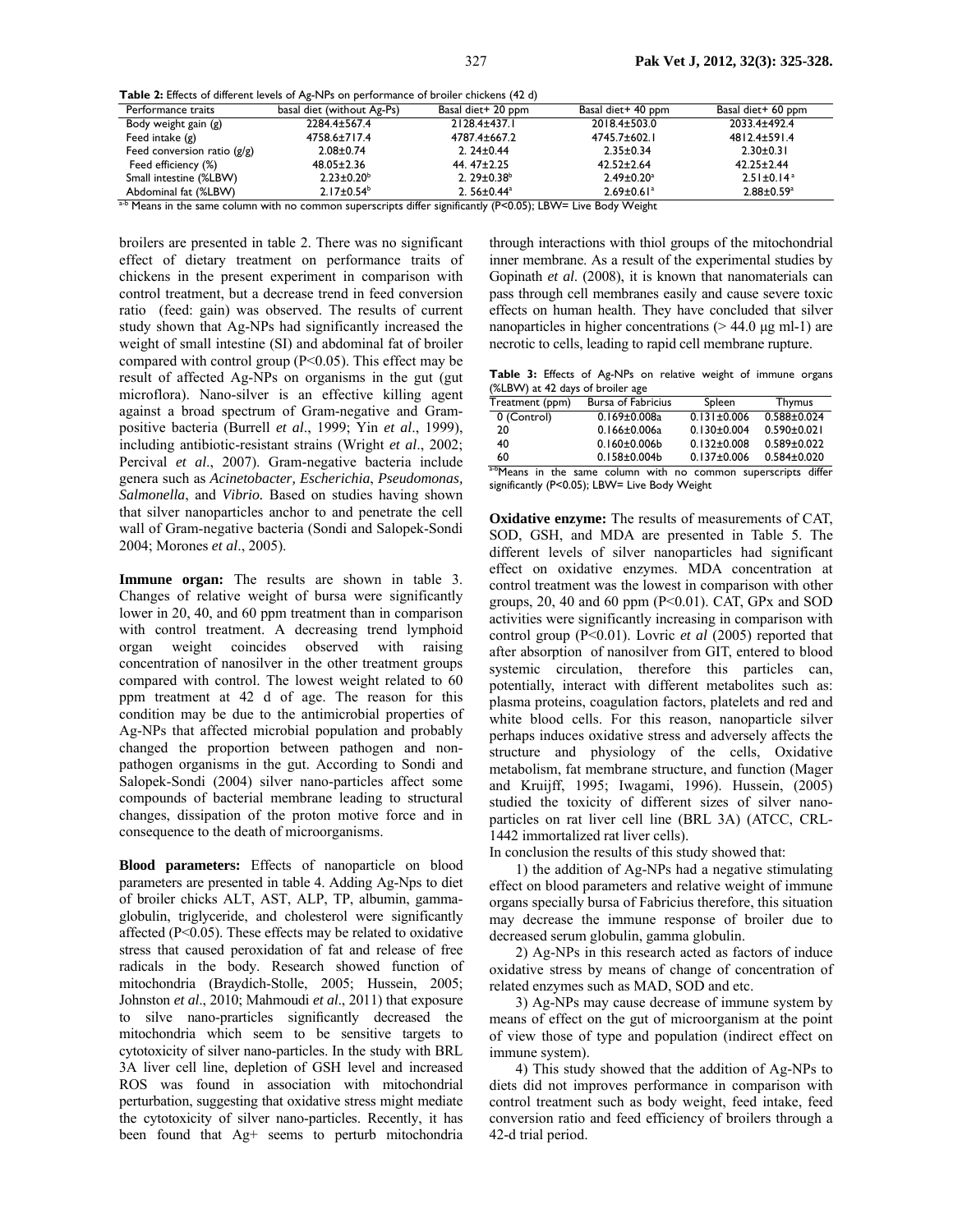**Table 2:** Effects of different levels of Ag-NPs on performance of broiler chickens (42 d)

| Performance traits | basal diet (without Ag-Ps) | Basal diet+ 20 ppm | Basal diet+ 40 ppm | Basal diet+ 60 ppm |
|---|---|---|---|---|
| Body weight gain (g) | 2284.4±567.4 | 2128.4±437.1 | 2018.4±503.0 | 2033.4±492.4 |
| Feed intake (g) | 4758.6±717.4 | 4787.4±667.2 | 4745.7±602.1 | 4812.4±591.4 |
| Feed conversion ratio (g/g) | 2.08±0.74 | 2. 24±0.44 | 2.35±0.34 | 2.30±0.31 |
| Feed efficiency (%) | 48.05±2.36 | 44. 47±2.25 | 42.52±2.64 | 42.25±2.44 |
| Small intestine (%LBW) | 2.23±0.20[b] | 2. 29±0.38[b] | 2.49±0.20[a] | 2.51±0.14[a] |
| Abdominal fat (%LBW) | 2.17±0.54[b] | 2. 56±0.44[a] | 2.69±0.61[a] | 2.88±0.59[a] |

[a-b] Means in the same column with no common superscripts differ significantly (P<0.05); LBW= Live Body Weight

broilers are presented in table 2. There was no significant effect of dietary treatment on performance traits of chickens in the present experiment in comparison with control treatment, but a decrease trend in feed conversion ratio (feed: gain) was observed. The results of current study shown that Ag-NPs had significantly increased the weight of small intestine (SI) and abdominal fat of broiler compared with control group (P<0.05). This effect may be result of affected Ag-NPs on organisms in the gut (gut microflora). Nano-silver is an effective killing agent against a broad spectrum of Gram-negative and Gram-positive bacteria (Burrell *et al*., 1999; Yin *et al*., 1999), including antibiotic-resistant strains (Wright *et al*., 2002; Percival *et al*., 2007). Gram-negative bacteria include genera such as *Acinetobacter, Escherichia*, *Pseudomonas, Salmonella*, and *Vibrio.* Based on studies having shown that silver nanoparticles anchor to and penetrate the cell wall of Gram-negative bacteria (Sondi and Salopek-Sondi 2004; Morones *et al*., 2005).

**Immune organ:** The results are shown in table 3. Changes of relative weight of bursa were significantly lower in 20, 40, and 60 ppm treatment than in comparison with control treatment. A decreasing trend lymphoid organ weight coincides observed with raising concentration of nanosilver in the other treatment groups compared with control. The lowest weight related to 60 ppm treatment at 42 d of age. The reason for this condition may be due to the antimicrobial properties of Ag-NPs that affected microbial population and probably changed the proportion between pathogen and non-pathogen organisms in the gut. According to Sondi and Salopek-Sondi (2004) silver nano-particles affect some compounds of bacterial membrane leading to structural changes, dissipation of the proton motive force and in consequence to the death of microorganisms.

**Blood parameters:** Effects of nanoparticle on blood parameters are presented in table 4. Adding Ag-Nps to diet of broiler chicks ALT, AST, ALP, TP, albumin, gamma-globulin, triglyceride, and cholesterol were significantly affected (P<0.05). These effects may be related to oxidative stress that caused peroxidation of fat and release of free radicals in the body. Research showed function of mitochondria (Braydich-Stolle, 2005; Hussein, 2005; Johnston *et al*., 2010; Mahmoudi *et al*., 2011) that exposure to silve nano-prarticles significantly decreased the mitochondria which seem to be sensitive targets to cytotoxicity of silver nano-particles. In the study with BRL 3A liver cell line, depletion of GSH level and increased ROS was found in association with mitochondrial perturbation, suggesting that oxidative stress might mediate the cytotoxicity of silver nano-particles. Recently, it has been found that $Ag^+$ seems to perturb mitochondria through interactions with thiol groups of the mitochondrial inner membrane. As a result of the experimental studies by Gopinath *et al*. (2008), it is known that nanomaterials can pass through cell membranes easily and cause severe toxic effects on human health. They have concluded that silver nanoparticles in higher concentrations (> 44.0 μg ml-1) are necrotic to cells, leading to rapid cell membrane rupture.

**Table 3:** Effects of Ag-NPs on relative weight of immune organs (%LBW) at 42 days of broiler age

| Treatment (ppm) | Bursa of Fabricius | Spleen | Thymus |
|---|---|---|---|
| 0 (Control) | 0.169±0.008a | 0.131±0.006 | 0.588±0.024 |
| 20 | 0.166±0.006a | 0.130±0.004 | 0.590±0.021 |
| 40 | 0.160±0.006b | 0.132±0.008 | 0.589±0.022 |
| 60 | 0.158±0.004b | 0.137±0.006 | 0.584±0.020 |

[a-b]Means in the same column with no common superscripts differ significantly (P<0.05); LBW= Live Body Weight

**Oxidative enzyme:** The results of measurements of CAT, SOD, GSH, and MDA are presented in Table 5. The different levels of silver nanoparticles had significant effect on oxidative enzymes. MDA concentration at control treatment was the lowest in comparison with other groups, 20, 40 and 60 ppm (P<0.01). CAT, GPx and SOD activities were significantly increasing in comparison with control group (P<0.01). Lovric *et al* (2005) reported that after absorption of nanosilver from GIT, entered to blood systemic circulation, therefore this particles can, potentially, interact with different metabolites such as: plasma proteins, coagulation factors, platelets and red and white blood cells. For this reason, nanoparticle silver perhaps induces oxidative stress and adversely affects the structure and physiology of the cells, Oxidative metabolism, fat membrane structure, and function (Mager and Kruijff, 1995; Iwagami, 1996). Hussein, (2005) studied the toxicity of different sizes of silver nano-particles on rat liver cell line (BRL 3A) (ATCC, CRL-1442 immortalized rat liver cells).

In conclusion the results of this study showed that:

1) the addition of Ag-NPs had a negative stimulating effect on blood parameters and relative weight of immune organs specially bursa of Fabricius therefore, this situation may decrease the immune response of broiler due to decreased serum globulin, gamma globulin.

2) Ag-NPs in this research acted as factors of induce oxidative stress by means of change of concentration of related enzymes such as MAD, SOD and etc.

3) Ag-NPs may cause decrease of immune system by means of effect on the gut of microorganism at the point of view those of type and population (indirect effect on immune system).

4) This study showed that the addition of Ag-NPs to diets did not improves performance in comparison with control treatment such as body weight, feed intake, feed conversion ratio and feed efficiency of broilers through a 42-d trial period.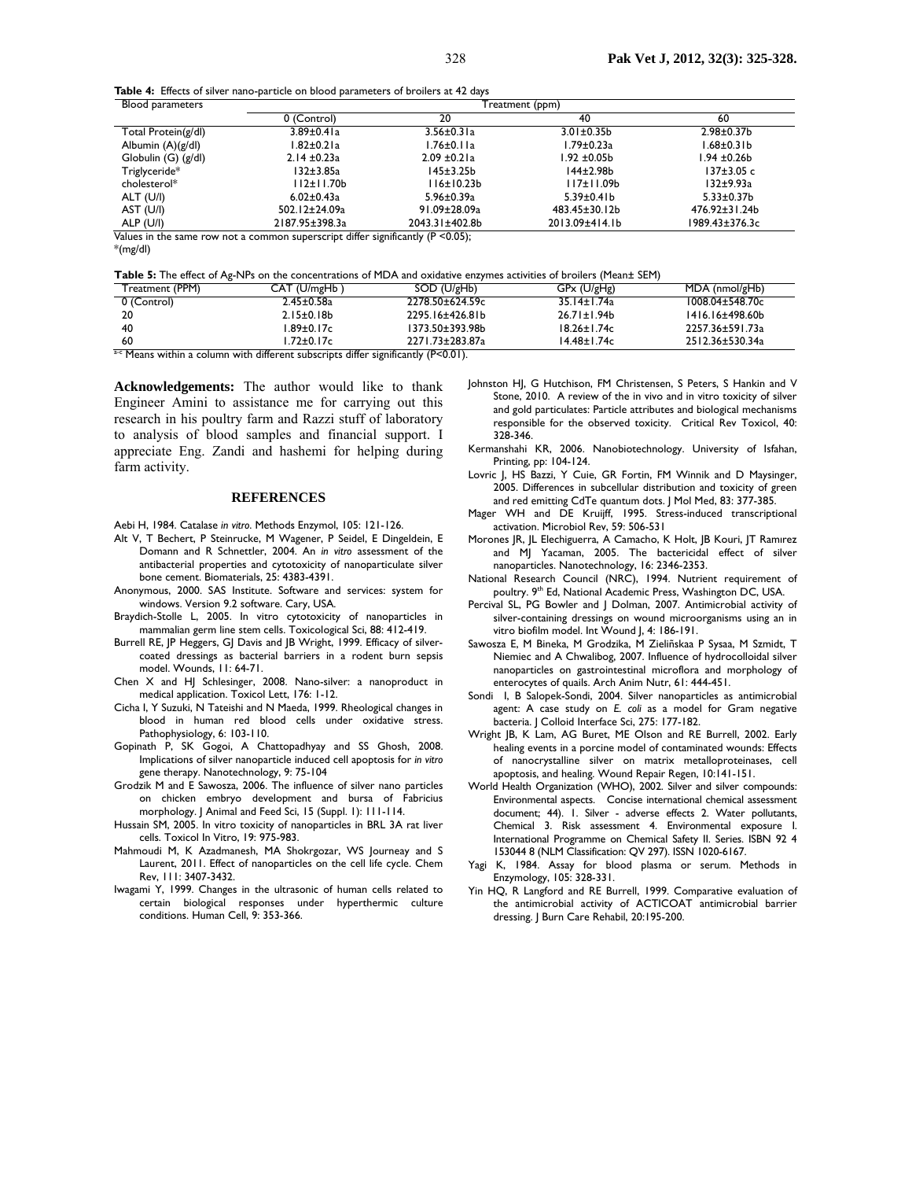**Table 4:** Effects of silver nano-particle on blood parameters of broilers at 42 days

| Blood parameters | Treatment (ppm) | | | |
|---|---|---|---|---|
| | 0 (Control) | 20 | 40 | 60 |
| Total Protein(g/dl) | 3.89±0.41a | 3.56±0.31a | 3.01±0.35b | 2.98±0.37b |
| Albumin (A)(g/dl) | 1.82±0.21a | 1.76±0.11a | 1.79±0.23a | 1.68±0.31b |
| Globulin (G) (g/dl) | 2.14 ±0.23a | 2.09 ±0.21a | 1.92 ±0.05b | 1.94 ±0.26b |
| Triglyceride* | 132±3.85a | 145±3.25b | 144±2.98b | 137±3.05 c |
| cholesterol* | 112±11.70b | 116±10.23b | 117±11.09b | 132±9.93a |
| ALT (U/l) | 6.02±0.43a | 5.96±0.39a | 5.39±0.41b | 5.33±0.37b |
| AST (U/l) | 502.12±24.09a | 91.09±28.09a | 483.45±30.12b | 476.92±31.24b |
| ALP (U/l) | 2187.95±398.3a | 2043.31±402.8b | 2013.09±414.1b | 1989.43±376.3c |

Values in the same row not a common superscript differ significantly ($P < 0.05$);
*(mg/dl)

**Table 5:** The effect of Ag-NPs on the concentrations of MDA and oxidative enzymes activities of broilers (Mean± SEM)

| Treatment (PPM) | CAT (U/mgHb ) | SOD (U/gHb) | GPx (U/gHg) | MDA (nmol/gHb) |
|---|---|---|---|---|
| 0 (Control) | 2.45±0.58a | 2278.50±624.59c | 35.14±1.74a | 1008.04±548.70c |
| 20 | 2.15±0.18b | 2295.16±426.81b | 26.71±1.94b | 1416.16±498.60b |
| 40 | 1.89±0.17c | 1373.50±393.98b | 18.26±1.74c | 2257.36±591.73a |
| 60 | 1.72±0.17c | 2271.73±283.87a | 14.48±1.74c | 2512.36±530.34a |

a-c Means within a column with different subscripts differ significantly ($P < 0.01$).

**Acknowledgements:** The author would like to thank Engineer Amini to assistance me for carrying out this research in his poultry farm and Razzi stuff of laboratory to analysis of blood samples and financial support. I appreciate Eng. Zandi and hashemi for helping during farm activity.

## REFERENCES

Aebi H, 1984. Catalase *in vitro*. Methods Enzymol, 105: 121-126.

Alt V, T Bechert, P Steinrucke, M Wagener, P Seidel, E Dingeldein, E Domann and R Schnettler, 2004. An *in vitro* assessment of the antibacterial properties and cytotoxicity of nanoparticulate silver bone cement. Biomaterials, 25: 4383-4391.

Anonymous, 2000. SAS Institute. Software and services: system for windows. Version 9.2 software. Cary, USA.

Braydich-Stolle L, 2005. In vitro cytotoxicity of nanoparticles in mammalian germ line stem cells. Toxicological Sci, 88: 412-419.

Burrell RE, JP Heggers, GJ Davis and JB Wright, 1999. Efficacy of silver-coated dressings as bacterial barriers in a rodent burn sepsis model. Wounds, 11: 64-71.

Chen X and HJ Schlesinger, 2008. Nano-silver: a nanoproduct in medical application. Toxicol Lett, 176: 1-12.

Cicha I, Y Suzuki, N Tateishi and N Maeda, 1999. Rheological changes in blood in human red blood cells under oxidative stress. Pathophysiology, 6: 103-110.

Gopinath P, SK Gogoi, A Chattopadhyay and SS Ghosh, 2008. Implications of silver nanoparticle induced cell apoptosis for *in vitro* gene therapy. Nanotechnology, 9: 75-104

Grodzik M and E Sawosza, 2006. The influence of silver nano particles on chicken embryo development and bursa of Fabricius morphology. J Animal and Feed Sci, 15 (Suppl. 1): 111-114.

Hussain SM, 2005. In vitro toxicity of nanoparticles in BRL 3A rat liver cells. Toxicol In Vitro, 19: 975-983.

Mahmoudi M, K Azadmanesh, MA Shokrgozar, WS Journeay and S Laurent, 2011. Effect of nanoparticles on the cell life cycle. Chem Rev, 111: 3407-3432.

Iwagami Y, 1999. Changes in the ultrasonic of human cells related to certain biological responses under hyperthermic culture conditions. Human Cell, 9: 353-366.

Johnston HJ, G Hutchison, FM Christensen, S Peters, S Hankin and V Stone, 2010. A review of the in vivo and in vitro toxicity of silver and gold particulates: Particle attributes and biological mechanisms responsible for the observed toxicity. Critical Rev Toxicol, 40: 328-346.

Kermanshahi KR, 2006. Nanobiotechnology. University of Isfahan, Printing, pp: 104-124.

Lovric J, HS Bazzi, Y Cuie, GR Fortin, FM Winnik and D Maysinger, 2005. Differences in subcellular distribution and toxicity of green and red emitting CdTe quantum dots. J Mol Med, 83: 377-385.

Mager WH and DE Kruijff, 1995. Stress-induced transcriptional activation. Microbiol Rev, 59: 506-531

Morones JR, JL Elechiguerra, A Camacho, K Holt, JB Kouri, JT Ramırez and MJ Yacaman, 2005. The bactericidal effect of silver nanoparticles. Nanotechnology, 16: 2346-2353.

National Research Council (NRC), 1994. Nutrient requirement of poultry. 9th Ed, National Academic Press, Washington DC, USA.

Percival SL, PG Bowler and J Dolman, 2007. Antimicrobial activity of silver-containing dressings on wound microorganisms using an in vitro biofilm model. Int Wound J, 4: 186-191.

Sawosza E, M Bineka, M Grodzika, M Zielińskaa P Sysaa, M Szmidt, T Niemiec and A Chwalibog, 2007. Influence of hydrocolloidal silver nanoparticles on gastrointestinal microflora and morphology of enterocytes of quails. Arch Anim Nutr, 61: 444-451.

Sondi I, B Salopek-Sondi, 2004. Silver nanoparticles as antimicrobial agent: A case study on *E. coli* as a model for Gram negative bacteria. J Colloid Interface Sci, 275: 177-182.

Wright JB, K Lam, AG Buret, ME Olson and RE Burrell, 2002. Early healing events in a porcine model of contaminated wounds: Effects of nanocrystalline silver on matrix metalloproteinases, cell apoptosis, and healing. Wound Repair Regen, 10:141-151.

World Health Organization (WHO), 2002. Silver and silver compounds: Environmental aspects. Concise international chemical assessment document; 44). 1. Silver - adverse effects 2. Water pollutants, Chemical 3. Risk assessment 4. Environmental exposure I. International Programme on Chemical Safety II. Series. ISBN 92 4 153044 8 (NLM Classification: QV 297). ISSN 1020-6167.

Yagi K, 1984. Assay for blood plasma or serum. Methods in Enzymology, 105: 328-331.

Yin HQ, R Langford and RE Burrell, 1999. Comparative evaluation of the antimicrobial activity of ACTICOAT antimicrobial barrier dressing. J Burn Care Rehabil, 20:195-200.